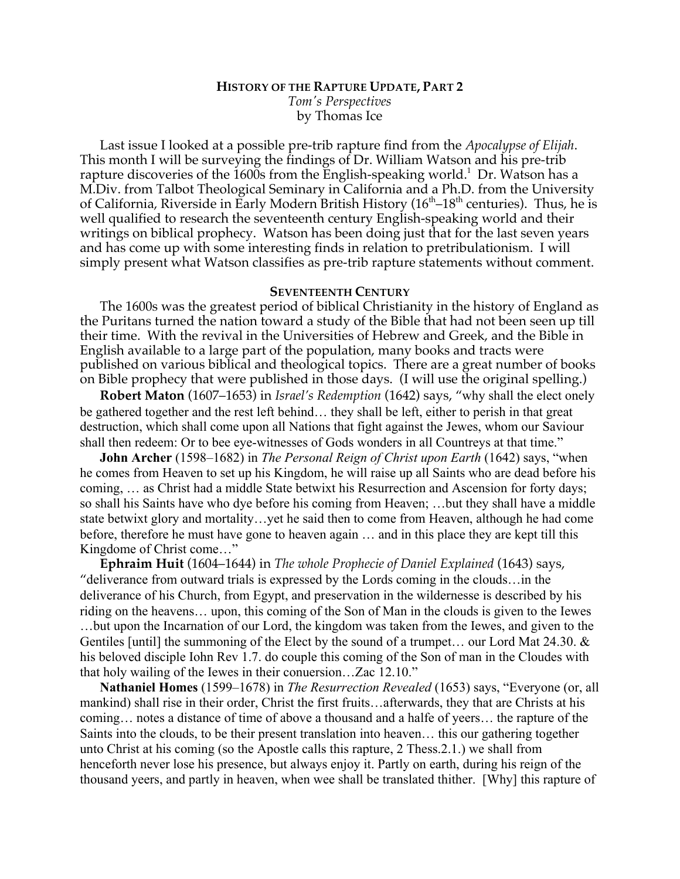# HISTORY OF THE RAPTURE UPDATE, PART 2

*Tom's Perspectives*
by Thomas Ice

Last issue I looked at a possible pre-trib rapture find from the *Apocalypse of Elijah*. This month I will be surveying the findings of Dr. William Watson and his pre-trib rapture discoveries of the 1600s from the English-speaking world.[1] Dr. Watson has a M.Div. from Talbot Theological Seminary in California and a Ph.D. from the University of California, Riverside in Early Modern British History (16th–18th centuries). Thus, he is well qualified to research the seventeenth century English-speaking world and their writings on biblical prophecy. Watson has been doing just that for the last seven years and has come up with some interesting finds in relation to pretribulationism. I will simply present what Watson classifies as pre-trib rapture statements without comment.

## SEVENTEENTH CENTURY

The 1600s was the greatest period of biblical Christianity in the history of England as the Puritans turned the nation toward a study of the Bible that had not been seen up till their time. With the revival in the Universities of Hebrew and Greek, and the Bible in English available to a large part of the population, many books and tracts were published on various biblical and theological topics. There are a great number of books on Bible prophecy that were published in those days. (I will use the original spelling.)

**Robert Maton** (1607–1653) in *Israel's Redemption* (1642) says, "why shall the elect onely be gathered together and the rest left behind… they shall be left, either to perish in that great destruction, which shall come upon all Nations that fight against the Jewes, whom our Saviour shall then redeem: Or to bee eye-witnesses of Gods wonders in all Countreys at that time."

**John Archer** (1598–1682) in *The Personal Reign of Christ upon Earth* (1642) says, "when he comes from Heaven to set up his Kingdom, he will raise up all Saints who are dead before his coming, … as Christ had a middle State betwixt his Resurrection and Ascension for forty days; so shall his Saints have who dye before his coming from Heaven; …but they shall have a middle state betwixt glory and mortality…yet he said then to come from Heaven, although he had come before, therefore he must have gone to heaven again … and in this place they are kept till this Kingdome of Christ come…"

**Ephraim Huit** (1604–1644) in *The whole Prophecie of Daniel Explained* (1643) says, "deliverance from outward trials is expressed by the Lords coming in the clouds…in the deliverance of his Church, from Egypt, and preservation in the wildernesse is described by his riding on the heavens… upon, this coming of the Son of Man in the clouds is given to the Iewes …but upon the Incarnation of our Lord, the kingdom was taken from the Iewes, and given to the Gentiles [until] the summoning of the Elect by the sound of a trumpet… our Lord Mat 24.30. & his beloved disciple Iohn Rev 1.7. do couple this coming of the Son of man in the Cloudes with that holy wailing of the Iewes in their conuersion…Zac 12.10."

**Nathaniel Homes** (1599–1678) in *The Resurrection Revealed* (1653) says, "Everyone (or, all mankind) shall rise in their order, Christ the first fruits…afterwards, they that are Christs at his coming… notes a distance of time of above a thousand and a halfe of yeers… the rapture of the Saints into the clouds, to be their present translation into heaven… this our gathering together unto Christ at his coming (so the Apostle calls this rapture, 2 Thess.2.1.) we shall from henceforth never lose his presence, but always enjoy it. Partly on earth, during his reign of the thousand yeers, and partly in heaven, when wee shall be translated thither. [Why] this rapture of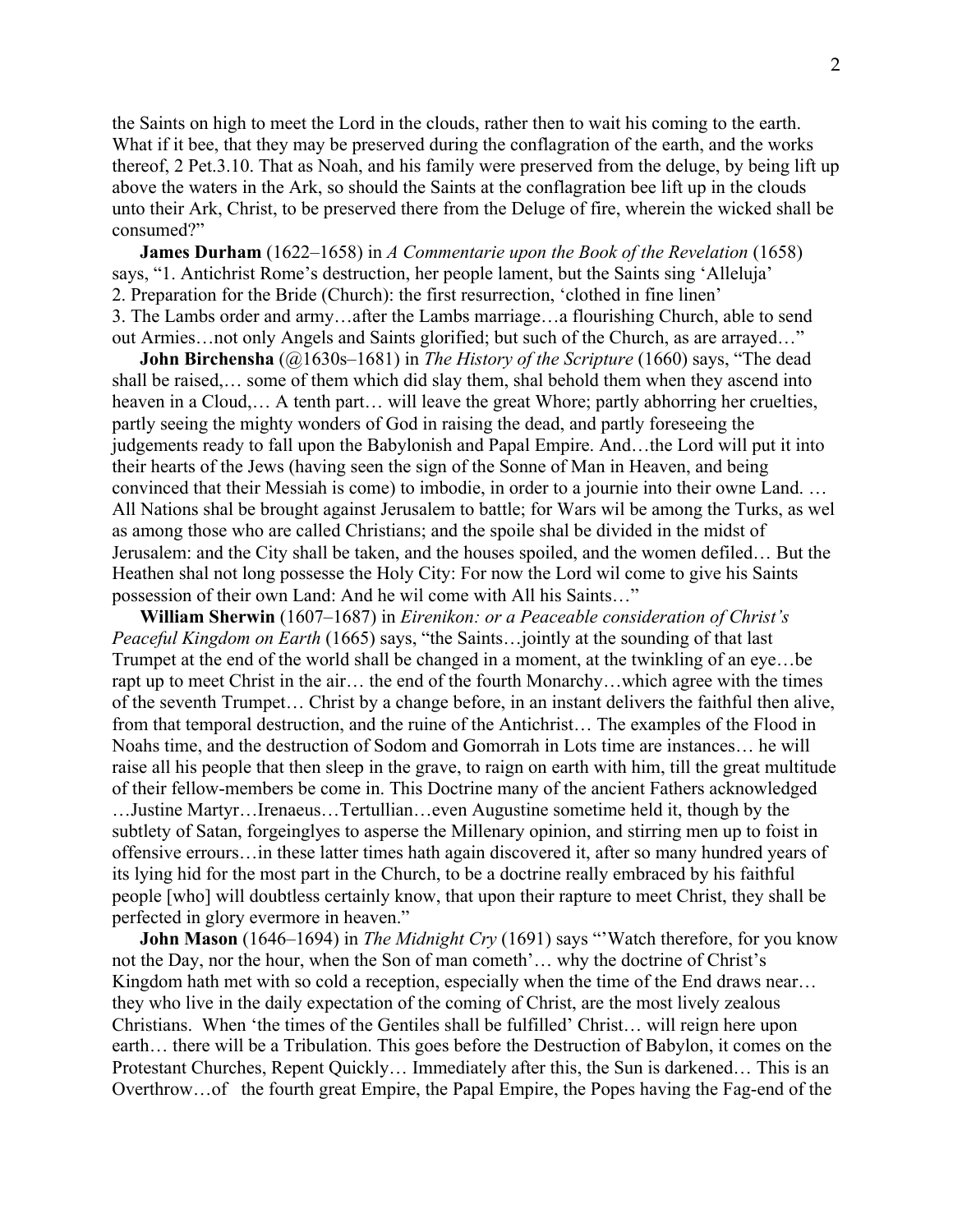the Saints on high to meet the Lord in the clouds, rather then to wait his coming to the earth. What if it bee, that they may be preserved during the conflagration of the earth, and the works thereof, 2 Pet.3.10. That as Noah, and his family were preserved from the deluge, by being lift up above the waters in the Ark, so should the Saints at the conflagration bee lift up in the clouds unto their Ark, Christ, to be preserved there from the Deluge of fire, wherein the wicked shall be consumed?"

**James Durham** (1622–1658) in *A Commentarie upon the Book of the Revelation* (1658) says, "1. Antichrist Rome's destruction, her people lament, but the Saints sing 'Alleluja'
2. Preparation for the Bride (Church): the first resurrection, 'clothed in fine linen'
3. The Lambs order and army…after the Lambs marriage…a flourishing Church, able to send out Armies…not only Angels and Saints glorified; but such of the Church, as are arrayed…"

**John Birchensha** (@1630s–1681) in *The History of the Scripture* (1660) says, "The dead shall be raised,… some of them which did slay them, shal behold them when they ascend into heaven in a Cloud,… A tenth part… will leave the great Whore; partly abhorring her cruelties, partly seeing the mighty wonders of God in raising the dead, and partly foreseeing the judgements ready to fall upon the Babylonish and Papal Empire. And…the Lord will put it into their hearts of the Jews (having seen the sign of the Sonne of Man in Heaven, and being convinced that their Messiah is come) to imbodie, in order to a journie into their owne Land. … All Nations shal be brought against Jerusalem to battle; for Wars wil be among the Turks, as wel as among those who are called Christians; and the spoile shal be divided in the midst of Jerusalem: and the City shall be taken, and the houses spoiled, and the women defiled… But the Heathen shal not long possesse the Holy City: For now the Lord wil come to give his Saints possession of their own Land: And he wil come with All his Saints…"

**William Sherwin** (1607–1687) in *Eirenikon: or a Peaceable consideration of Christ's Peaceful Kingdom on Earth* (1665) says, "the Saints…jointly at the sounding of that last Trumpet at the end of the world shall be changed in a moment, at the twinkling of an eye…be rapt up to meet Christ in the air… the end of the fourth Monarchy…which agree with the times of the seventh Trumpet… Christ by a change before, in an instant delivers the faithful then alive, from that temporal destruction, and the ruine of the Antichrist… The examples of the Flood in Noahs time, and the destruction of Sodom and Gomorrah in Lots time are instances… he will raise all his people that then sleep in the grave, to raign on earth with him, till the great multitude of their fellow-members be come in. This Doctrine many of the ancient Fathers acknowledged …Justine Martyr…Irenaeus…Tertullian…even Augustine sometime held it, though by the subtlety of Satan, forgeinglyes to asperse the Millenary opinion, and stirring men up to foist in offensive errours…in these latter times hath again discovered it, after so many hundred years of its lying hid for the most part in the Church, to be a doctrine really embraced by his faithful people [who] will doubtless certainly know, that upon their rapture to meet Christ, they shall be perfected in glory evermore in heaven."

**John Mason** (1646–1694) in *The Midnight Cry* (1691) says "'Watch therefore, for you know not the Day, nor the hour, when the Son of man cometh'… why the doctrine of Christ's Kingdom hath met with so cold a reception, especially when the time of the End draws near… they who live in the daily expectation of the coming of Christ, are the most lively zealous Christians. When 'the times of the Gentiles shall be fulfilled' Christ… will reign here upon earth… there will be a Tribulation. This goes before the Destruction of Babylon, it comes on the Protestant Churches, Repent Quickly… Immediately after this, the Sun is darkened… This is an Overthrow…of the fourth great Empire, the Papal Empire, the Popes having the Fag-end of the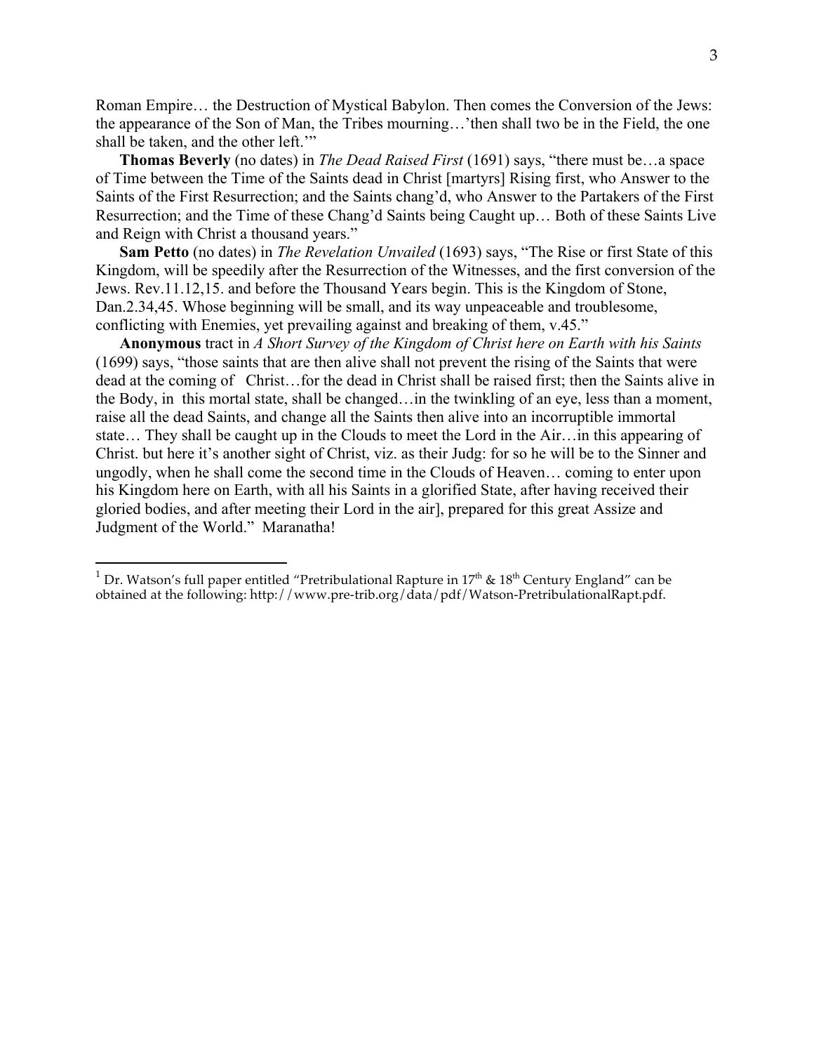Roman Empire… the Destruction of Mystical Babylon. Then comes the Conversion of the Jews: the appearance of the Son of Man, the Tribes mourning…'then shall two be in the Field, the one shall be taken, and the other left.'"

**Thomas Beverly** (no dates) in *The Dead Raised First* (1691) says, "there must be…a space of Time between the Time of the Saints dead in Christ [martyrs] Rising first, who Answer to the Saints of the First Resurrection; and the Saints chang'd, who Answer to the Partakers of the First Resurrection; and the Time of these Chang'd Saints being Caught up… Both of these Saints Live and Reign with Christ a thousand years."

**Sam Petto** (no dates) in *The Revelation Unvailed* (1693) says, "The Rise or first State of this Kingdom, will be speedily after the Resurrection of the Witnesses, and the first conversion of the Jews. Rev.11.12,15. and before the Thousand Years begin. This is the Kingdom of Stone, Dan.2.34,45. Whose beginning will be small, and its way unpeaceable and troublesome, conflicting with Enemies, yet prevailing against and breaking of them, v.45."

**Anonymous** tract in *A Short Survey of the Kingdom of Christ here on Earth with his Saints* (1699) says, "those saints that are then alive shall not prevent the rising of the Saints that were dead at the coming of Christ…for the dead in Christ shall be raised first; then the Saints alive in the Body, in this mortal state, shall be changed…in the twinkling of an eye, less than a moment, raise all the dead Saints, and change all the Saints then alive into an incorruptible immortal state… They shall be caught up in the Clouds to meet the Lord in the Air…in this appearing of Christ. but here it's another sight of Christ, viz. as their Judg: for so he will be to the Sinner and ungodly, when he shall come the second time in the Clouds of Heaven… coming to enter upon his Kingdom here on Earth, with all his Saints in a glorified State, after having received their gloried bodies, and after meeting their Lord in the air], prepared for this great Assize and Judgment of the World." Maranatha!

---

[1] Dr. Watson's full paper entitled "Pretribulational Rapture in 17th & 18th Century England" can be obtained at the following: http://www.pre-trib.org/data/pdf/Watson-PretribulationalRapt.pdf.